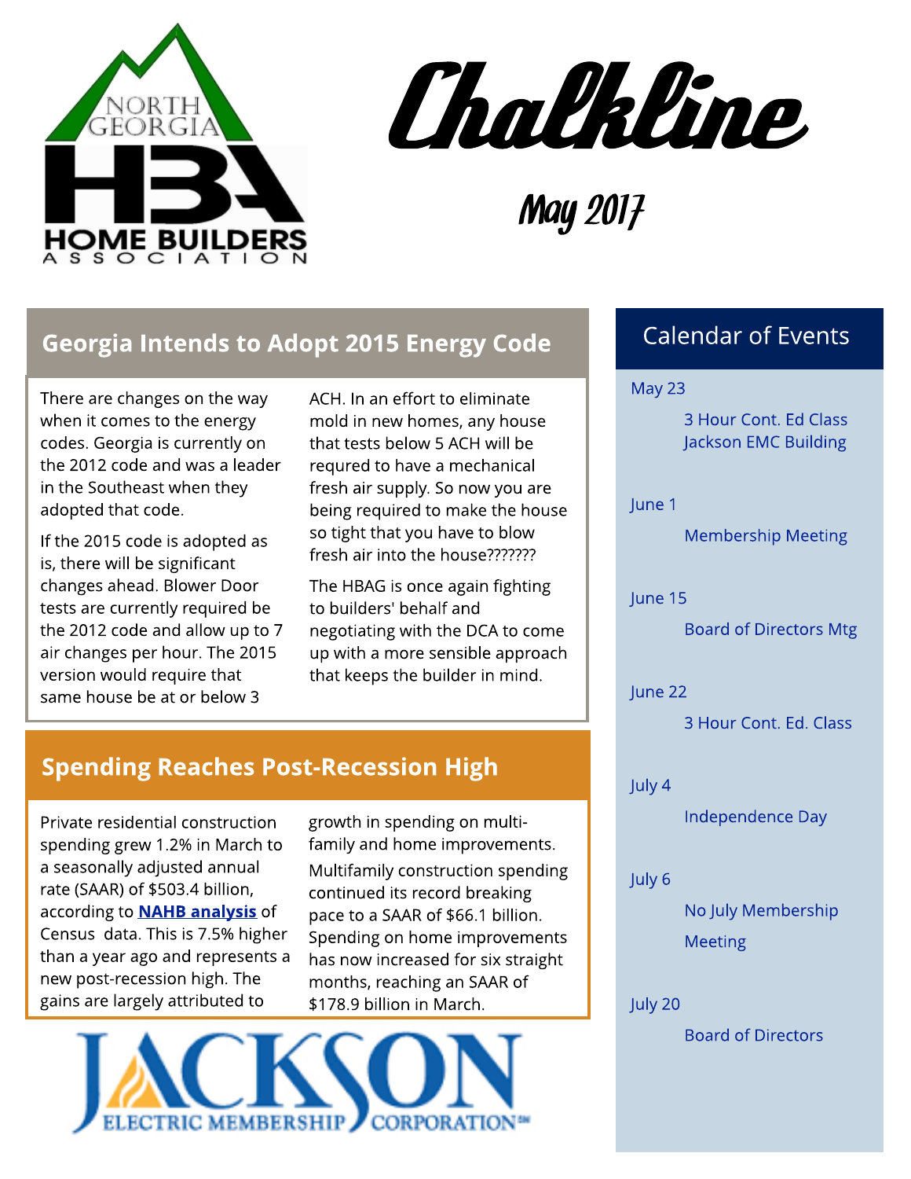NORTH GEORGIA HBA HOME BUILDERS ASSOCIATION

# Chalkline

May 2017

## Georgia Intends to Adopt 2015 Energy Code

There are changes on the way when it comes to the energy codes. Georgia is currently on the 2012 code and was a leader in the Southeast when they adopted that code.

If the 2015 code is adopted as is, there will be significant changes ahead. Blower Door tests are currently required be the 2012 code and allow up to 7 air changes per hour. The 2015 version would require that same house be at or below 3 ACH. In an effort to eliminate mold in new homes, any house that tests below 5 ACH will be requred to have a mechanical fresh air supply. So now you are being required to make the house so tight that you have to blow fresh air into the house???????

The HBAG is once again fighting to builders' behalf and negotiating with the DCA to come up with a more sensible approach that keeps the builder in mind.

## Spending Reaches Post-Recession High

Private residential construction spending grew 1.2% in March to a seasonally adjusted annual rate (SAAR) of $503.4 billion, according to **NAHB analysis** of Census data. This is 7.5% higher than a year ago and represents a new post-recession high. The gains are largely attributed to growth in spending on multi-family and home improvements.

Multifamily construction spending continued its record breaking pace to a SAAR of $66.1 billion. Spending on home improvements has now increased for six straight months, reaching an SAAR of $178.9 billion in March.

JACKSON ELECTRIC MEMBERSHIP CORPORATION

## Calendar of Events

May 23
- 3 Hour Cont. Ed Class Jackson EMC Building

June 1
- Membership Meeting

June 15
- Board of Directors Mtg

June 22
- 3 Hour Cont. Ed. Class

July 4
- Independence Day

July 6
- No July Membership Meeting

July 20
- Board of Directors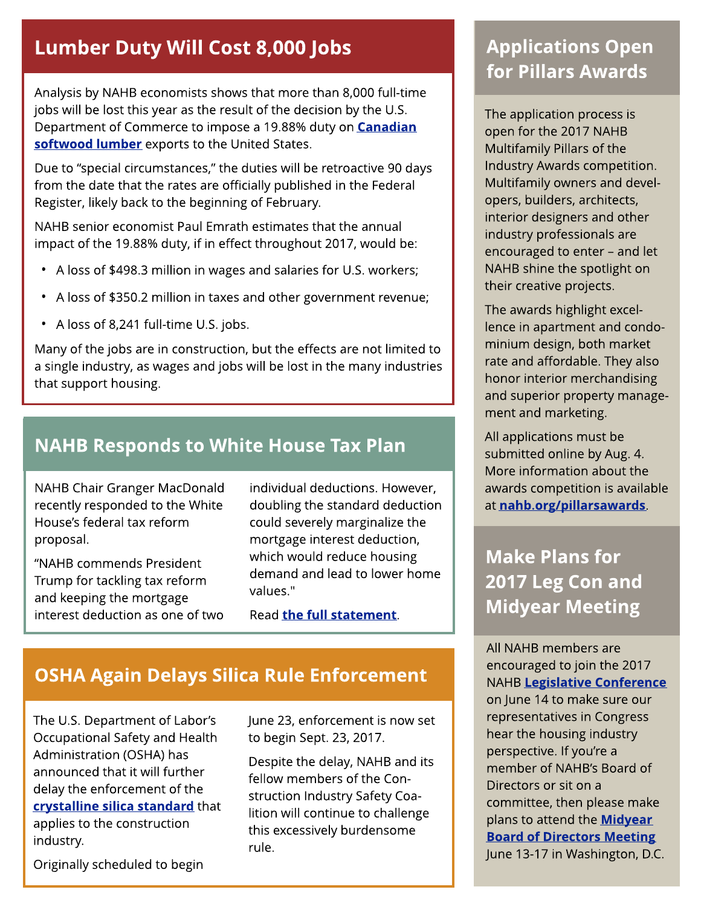## Lumber Duty Will Cost 8,000 Jobs

Analysis by NAHB economists shows that more than 8,000 full-time jobs will be lost this year as the result of the decision by the U.S. Department of Commerce to impose a 19.88% duty on **Canadian softwood lumber** exports to the United States.

Due to "special circumstances," the duties will be retroactive 90 days from the date that the rates are officially published in the Federal Register, likely back to the beginning of February.

NAHB senior economist Paul Emrath estimates that the annual impact of the 19.88% duty, if in effect throughout 2017, would be:

- A loss of $498.3 million in wages and salaries for U.S. workers;
- A loss of $350.2 million in taxes and other government revenue;
- A loss of 8,241 full-time U.S. jobs.

Many of the jobs are in construction, but the effects are not limited to a single industry, as wages and jobs will be lost in the many industries that support housing.

## NAHB Responds to White House Tax Plan

NAHB Chair Granger MacDonald recently responded to the White House's federal tax reform proposal.

"NAHB commends President Trump for tackling tax reform and keeping the mortgage interest deduction as one of two individual deductions. However, doubling the standard deduction could severely marginalize the mortgage interest deduction, which would reduce housing demand and lead to lower home values."

Read **the full statement**.

## OSHA Again Delays Silica Rule Enforcement

The U.S. Department of Labor's Occupational Safety and Health Administration (OSHA) has announced that it will further delay the enforcement of the **crystalline silica standard** that applies to the construction industry.

Originally scheduled to begin June 23, enforcement is now set to begin Sept. 23, 2017.

Despite the delay, NAHB and its fellow members of the Construction Industry Safety Coalition will continue to challenge this excessively burdensome rule.

## Applications Open for Pillars Awards

The application process is open for the 2017 NAHB Multifamily Pillars of the Industry Awards competition. Multifamily owners and developers, builders, architects, interior designers and other industry professionals are encouraged to enter – and let NAHB shine the spotlight on their creative projects.

The awards highlight excellence in apartment and condominium design, both market rate and affordable. They also honor interior merchandising and superior property management and marketing.

All applications must be submitted online by Aug. 4. More information about the awards competition is available at **nahb.org/pillarsawards**.

## Make Plans for 2017 Leg Con and Midyear Meeting

All NAHB members are encouraged to join the 2017 NAHB **Legislative Conference** on June 14 to make sure our representatives in Congress hear the housing industry perspective. If you're a member of NAHB's Board of Directors or sit on a committee, then please make plans to attend the **Midyear Board of Directors Meeting** June 13-17 in Washington, D.C.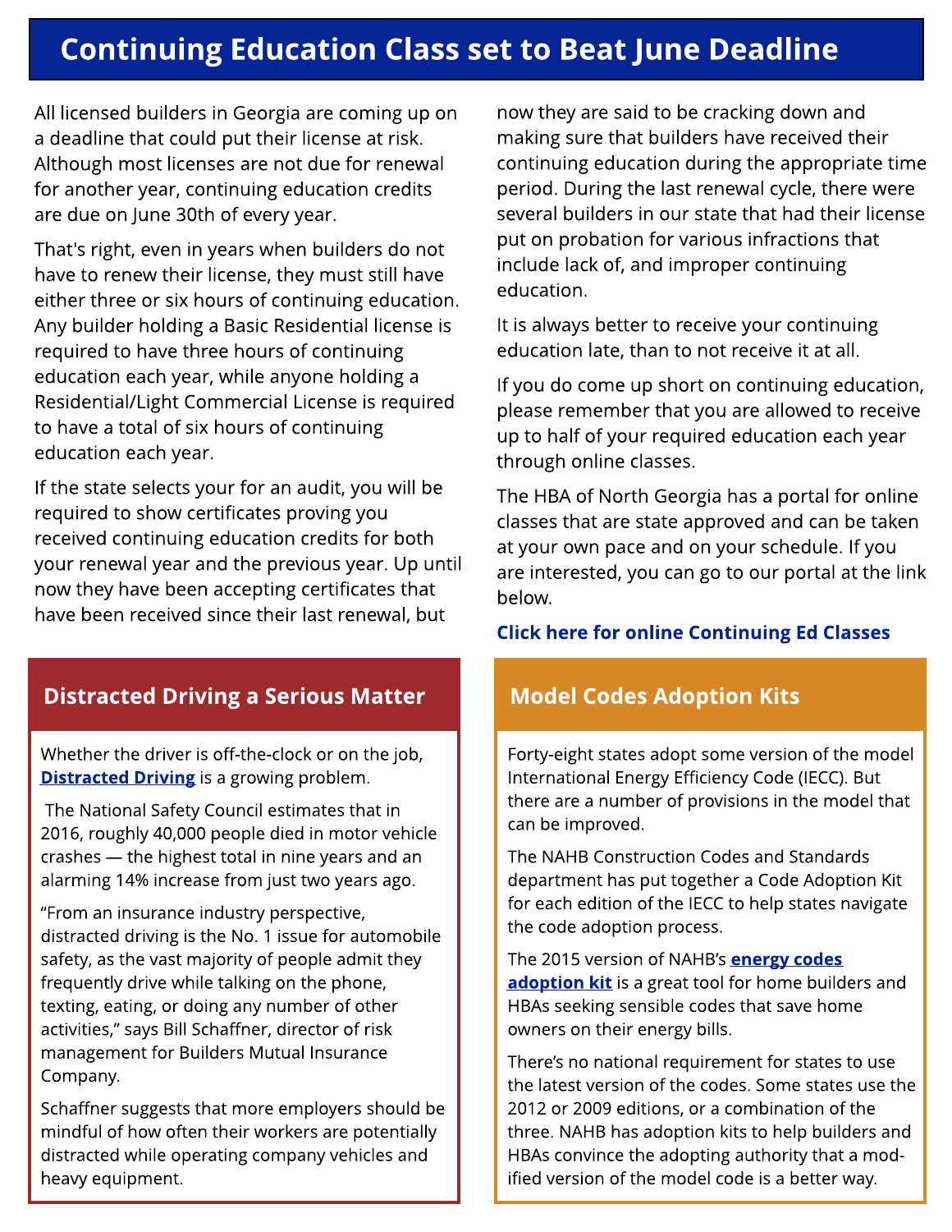## Continuing Education Class set to Beat June Deadline

All licensed builders in Georgia are coming up on a deadline that could put their license at risk. Although most licenses are not due for renewal for another year, continuing education credits are due on June 30th of every year.

That's right, even in years when builders do not have to renew their license, they must still have either three or six hours of continuing education. Any builder holding a Basic Residential license is required to have three hours of continuing education each year, while anyone holding a Residential/Light Commercial License is required to have a total of six hours of continuing education each year.

If the state selects your for an audit, you will be required to show certificates proving you received continuing education credits for both your renewal year and the previous year. Up until now they have been accepting certificates that have been received since their last renewal, but now they are said to be cracking down and making sure that builders have received their continuing education during the appropriate time period. During the last renewal cycle, there were several builders in our state that had their license put on probation for various infractions that include lack of, and improper continuing education.

It is always better to receive your continuing education late, than to not receive it at all.

If you do come up short on continuing education, please remember that you are allowed to receive up to half of your required education each year through online classes.

The HBA of North Georgia has a portal for online classes that are state approved and can be taken at your own pace and on your schedule. If you are interested, you can go to our portal at the link below.

**Click here for online Continuing Ed Classes**

## Distracted Driving a Serious Matter

Whether the driver is off-the-clock or on the job, **Distracted Driving** is a growing problem.

The National Safety Council estimates that in 2016, roughly 40,000 people died in motor vehicle crashes — the highest total in nine years and an alarming 14% increase from just two years ago.

"From an insurance industry perspective, distracted driving is the No. 1 issue for automobile safety, as the vast majority of people admit they frequently drive while talking on the phone, texting, eating, or doing any number of other activities," says Bill Schaffner, director of risk management for Builders Mutual Insurance Company.

Schaffner suggests that more employers should be mindful of how often their workers are potentially distracted while operating company vehicles and heavy equipment.

## Model Codes Adoption Kits

Forty-eight states adopt some version of the model International Energy Efficiency Code (IECC). But there are a number of provisions in the model that can be improved.

The NAHB Construction Codes and Standards department has put together a Code Adoption Kit for each edition of the IECC to help states navigate the code adoption process.

The 2015 version of NAHB's **energy codes adoption kit** is a great tool for home builders and HBAs seeking sensible codes that save home owners on their energy bills.

There's no national requirement for states to use the latest version of the codes. Some states use the 2012 or 2009 editions, or a combination of the three. NAHB has adoption kits to help builders and HBAs convince the adopting authority that a modified version of the model code is a better way.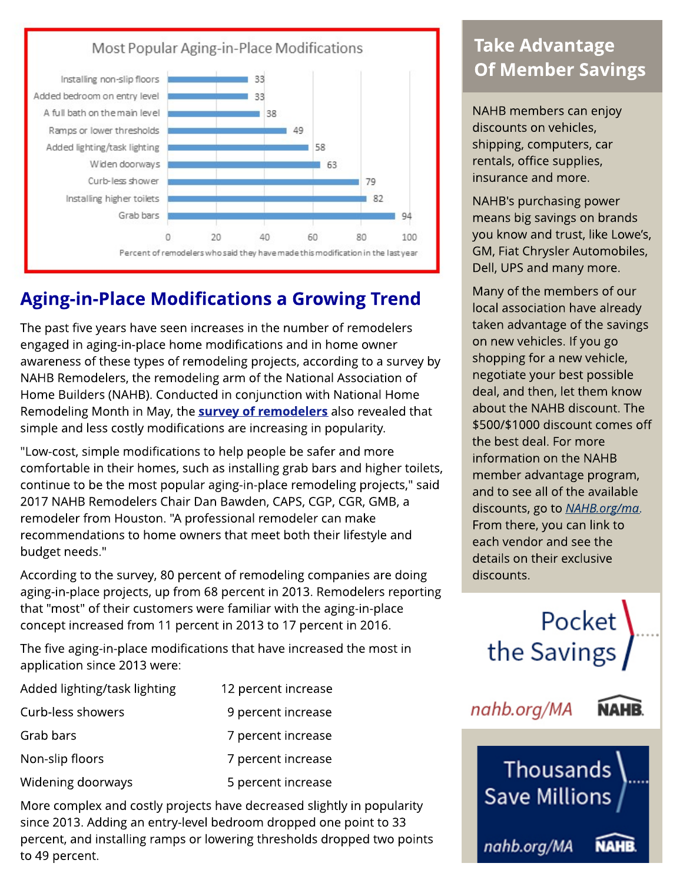Most Popular Aging-in-Place Modifications

Installing non-slip floors 33
Added bedroom on entry level 33
A full bath on the main level 38
Ramps or lower thresholds 49
Added lighting/task lighting 58
Widen doorways 63
Curb-less shower 79
Installing higher toilets 82
Grab bars 94

0 20 40 60 80 100

Percent of remodelers who said they have made this modification in the last year

## Aging-in-Place Modifications a Growing Trend

The past five years have seen increases in the number of remodelers engaged in aging-in-place home modifications and in home owner awareness of these types of remodeling projects, according to a survey by NAHB Remodelers, the remodeling arm of the National Association of Home Builders (NAHB). Conducted in conjunction with National Home Remodeling Month in May, the **survey of remodelers** also revealed that simple and less costly modifications are increasing in popularity.

"Low-cost, simple modifications to help people be safer and more comfortable in their homes, such as installing grab bars and higher toilets, continue to be the most popular aging-in-place remodeling projects," said 2017 NAHB Remodelers Chair Dan Bawden, CAPS, CGP, CGR, GMB, a remodeler from Houston. "A professional remodeler can make recommendations to home owners that meet both their lifestyle and budget needs."

According to the survey, 80 percent of remodeling companies are doing aging-in-place projects, up from 68 percent in 2013. Remodelers reporting that "most" of their customers were familiar with the aging-in-place concept increased from 11 percent in 2013 to 17 percent in 2016.

The five aging-in-place modifications that have increased the most in application since 2013 were:

| | |
|---|---|
| Added lighting/task lighting | 12 percent increase |
| Curb-less showers | 9 percent increase |
| Grab bars | 7 percent increase |
| Non-slip floors | 7 percent increase |
| Widening doorways | 5 percent increase |

More complex and costly projects have decreased slightly in popularity since 2013. Adding an entry-level bedroom dropped one point to 33 percent, and installing ramps or lowering thresholds dropped two points to 49 percent.

## Take Advantage Of Member Savings

NAHB members can enjoy discounts on vehicles, shipping, computers, car rentals, office supplies, insurance and more.

NAHB's purchasing power means big savings on brands you know and trust, like Lowe's, GM, Fiat Chrysler Automobiles, Dell, UPS and many more.

Many of the members of our local association have already taken advantage of the savings on new vehicles. If you go shopping for a new vehicle, negotiate your best possible deal, and then, let them know about the NAHB discount. The $500/$1000 discount comes off the best deal. For more information on the NAHB member advantage program, and to see all of the available discounts, go to *NAHB.org/ma*. From there, you can link to each vendor and see the details on their exclusive discounts.

Pocket the Savings

nahb.org/MA NAHB

Thousands Save Millions

nahb.org/MA NAHB